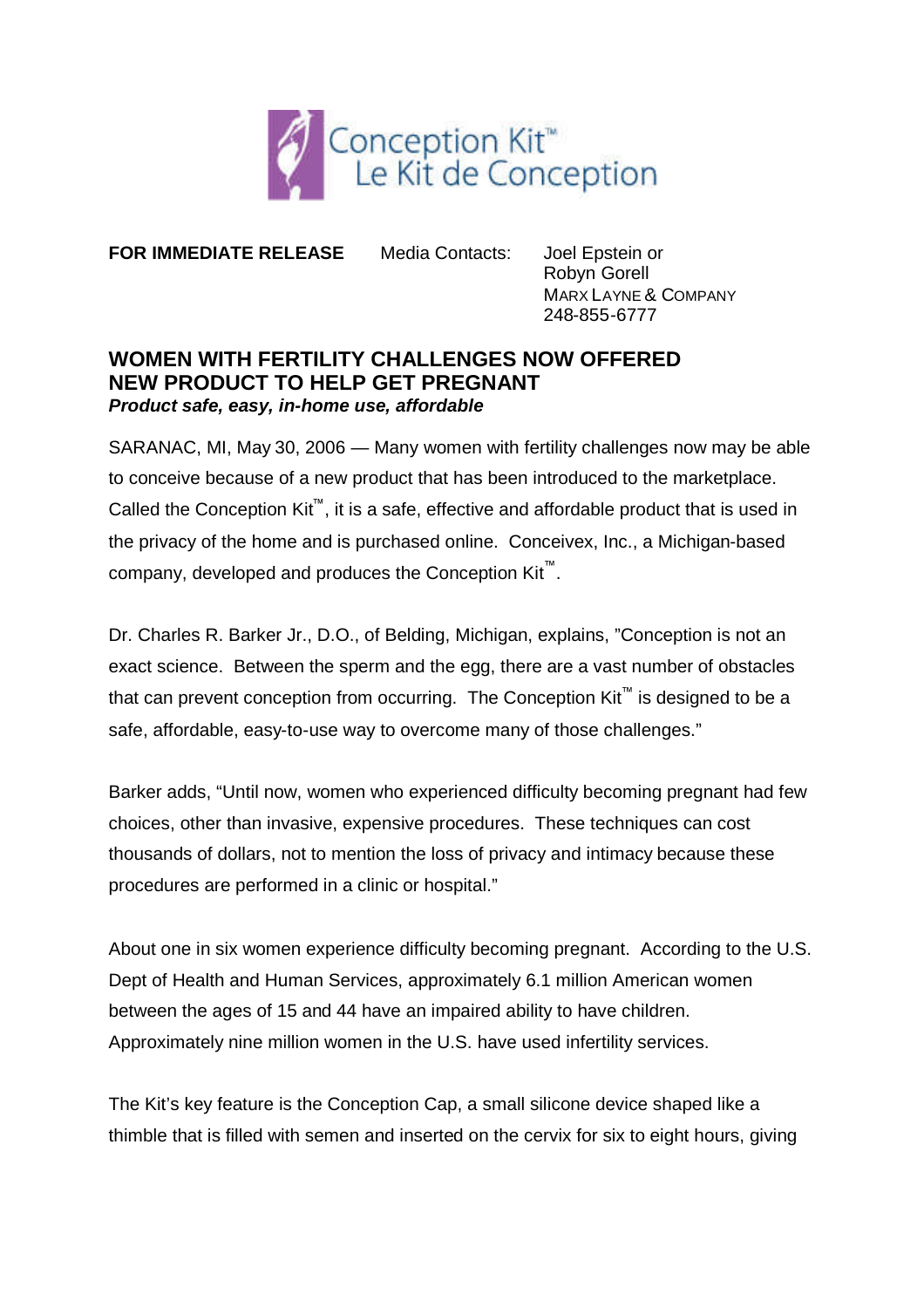Conception Kit™
Le Kit de Conception

**FOR IMMEDIATE RELEASE** Media Contacts: Joel Epstein or
Robyn Gorell
MARX LAYNE & COMPANY
248-855-6777

## WOMEN WITH FERTILITY CHALLENGES NOW OFFERED NEW PRODUCT TO HELP GET PREGNANT

***Product safe, easy, in-home use, affordable***

SARANAC, MI, May 30, 2006 — Many women with fertility challenges now may be able to conceive because of a new product that has been introduced to the marketplace. Called the Conception Kit™, it is a safe, effective and affordable product that is used in the privacy of the home and is purchased online. Conceivex, Inc., a Michigan-based company, developed and produces the Conception Kit™.

Dr. Charles R. Barker Jr., D.O., of Belding, Michigan, explains, "Conception is not an exact science. Between the sperm and the egg, there are a vast number of obstacles that can prevent conception from occurring. The Conception Kit™ is designed to be a safe, affordable, easy-to-use way to overcome many of those challenges."

Barker adds, "Until now, women who experienced difficulty becoming pregnant had few choices, other than invasive, expensive procedures. These techniques can cost thousands of dollars, not to mention the loss of privacy and intimacy because these procedures are performed in a clinic or hospital."

About one in six women experience difficulty becoming pregnant. According to the U.S. Dept of Health and Human Services, approximately 6.1 million American women between the ages of 15 and 44 have an impaired ability to have children. Approximately nine million women in the U.S. have used infertility services.

The Kit's key feature is the Conception Cap, a small silicone device shaped like a thimble that is filled with semen and inserted on the cervix for six to eight hours, giving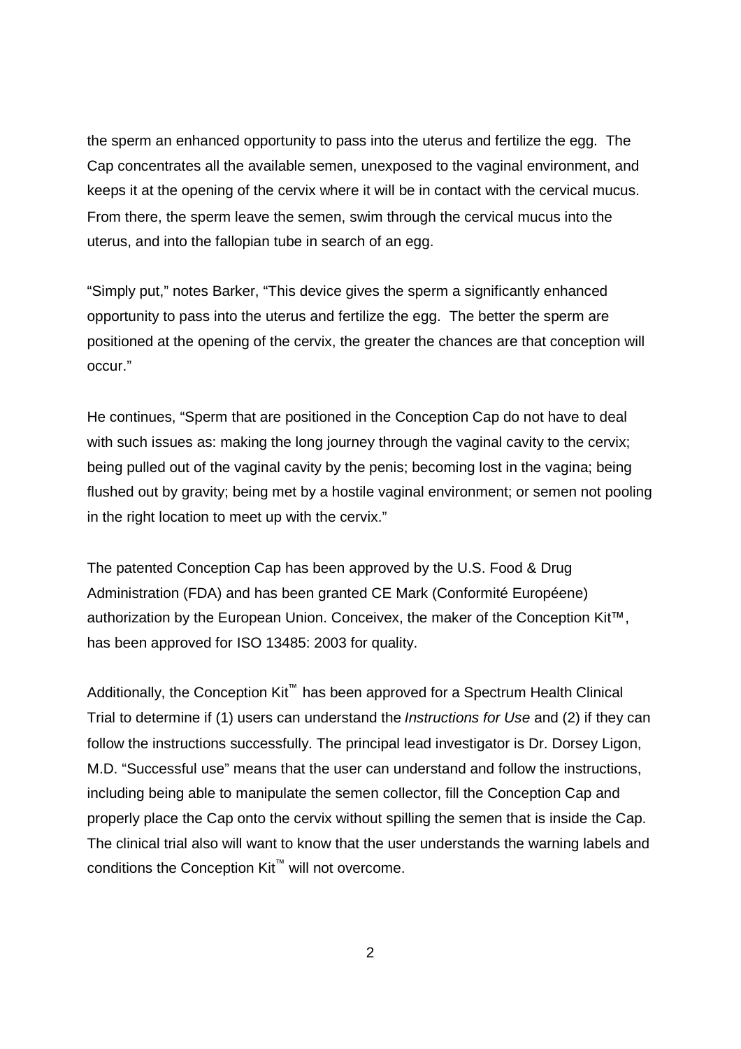the sperm an enhanced opportunity to pass into the uterus and fertilize the egg. The Cap concentrates all the available semen, unexposed to the vaginal environment, and keeps it at the opening of the cervix where it will be in contact with the cervical mucus. From there, the sperm leave the semen, swim through the cervical mucus into the uterus, and into the fallopian tube in search of an egg.

"Simply put," notes Barker, "This device gives the sperm a significantly enhanced opportunity to pass into the uterus and fertilize the egg. The better the sperm are positioned at the opening of the cervix, the greater the chances are that conception will occur."

He continues, "Sperm that are positioned in the Conception Cap do not have to deal with such issues as: making the long journey through the vaginal cavity to the cervix; being pulled out of the vaginal cavity by the penis; becoming lost in the vagina; being flushed out by gravity; being met by a hostile vaginal environment; or semen not pooling in the right location to meet up with the cervix."

The patented Conception Cap has been approved by the U.S. Food & Drug Administration (FDA) and has been granted CE Mark (Conformité Européene) authorization by the European Union. Conceivex, the maker of the Conception Kit™, has been approved for ISO 13485: 2003 for quality.

Additionally, the Conception Kit™ has been approved for a Spectrum Health Clinical Trial to determine if (1) users can understand the *Instructions for Use* and (2) if they can follow the instructions successfully. The principal lead investigator is Dr. Dorsey Ligon, M.D. "Successful use" means that the user can understand and follow the instructions, including being able to manipulate the semen collector, fill the Conception Cap and properly place the Cap onto the cervix without spilling the semen that is inside the Cap. The clinical trial also will want to know that the user understands the warning labels and conditions the Conception Kit™ will not overcome.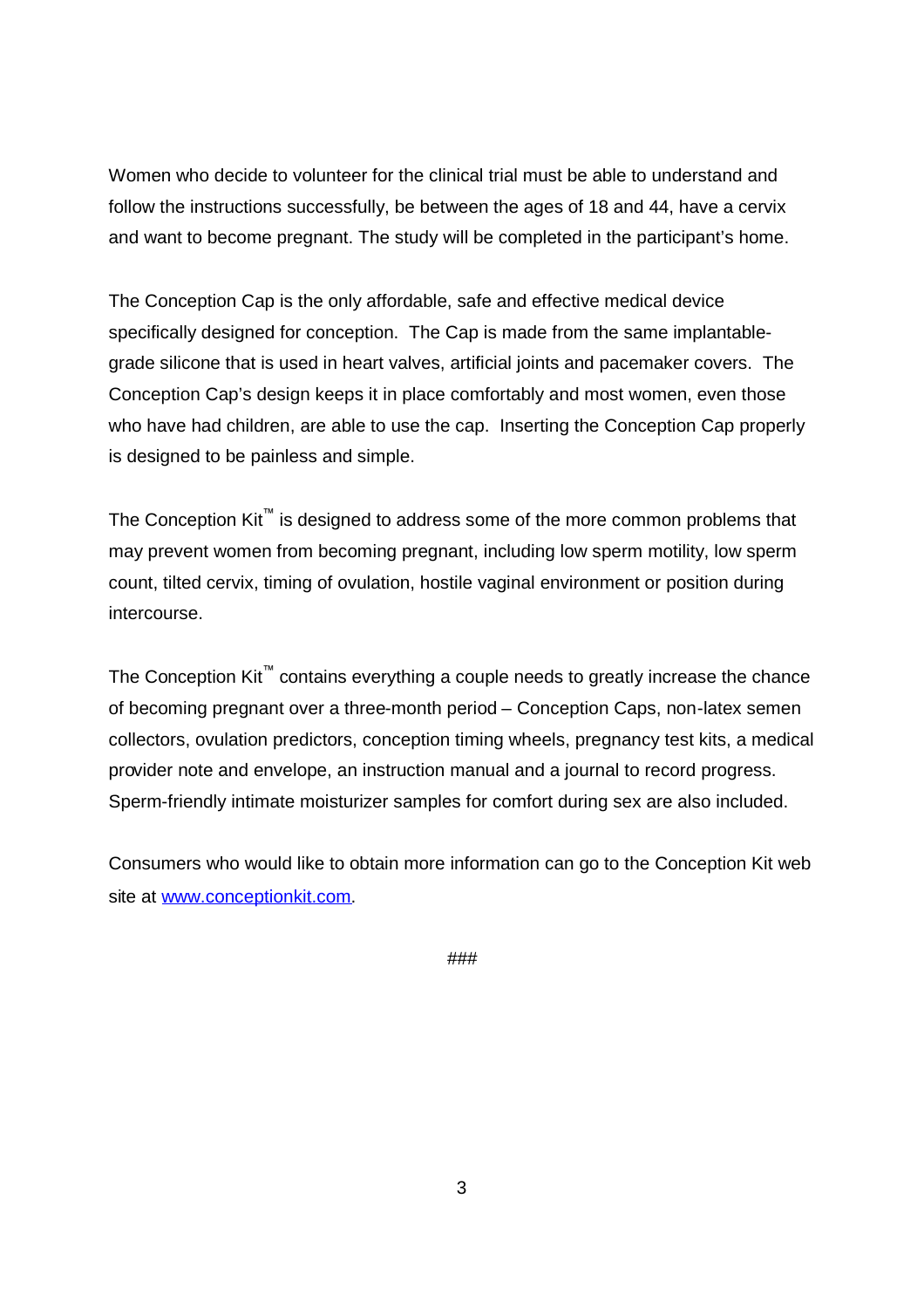Women who decide to volunteer for the clinical trial must be able to understand and follow the instructions successfully, be between the ages of 18 and 44, have a cervix and want to become pregnant. The study will be completed in the participant's home.

The Conception Cap is the only affordable, safe and effective medical device specifically designed for conception. The Cap is made from the same implantable-grade silicone that is used in heart valves, artificial joints and pacemaker covers. The Conception Cap's design keeps it in place comfortably and most women, even those who have had children, are able to use the cap. Inserting the Conception Cap properly is designed to be painless and simple.

The Conception Kit™ is designed to address some of the more common problems that may prevent women from becoming pregnant, including low sperm motility, low sperm count, tilted cervix, timing of ovulation, hostile vaginal environment or position during intercourse.

The Conception Kit™ contains everything a couple needs to greatly increase the chance of becoming pregnant over a three-month period – Conception Caps, non-latex semen collectors, ovulation predictors, conception timing wheels, pregnancy test kits, a medical provider note and envelope, an instruction manual and a journal to record progress. Sperm-friendly intimate moisturizer samples for comfort during sex are also included.

Consumers who would like to obtain more information can go to the Conception Kit web site at [www.conceptionkit.com](http://www.conceptionkit.com).

###